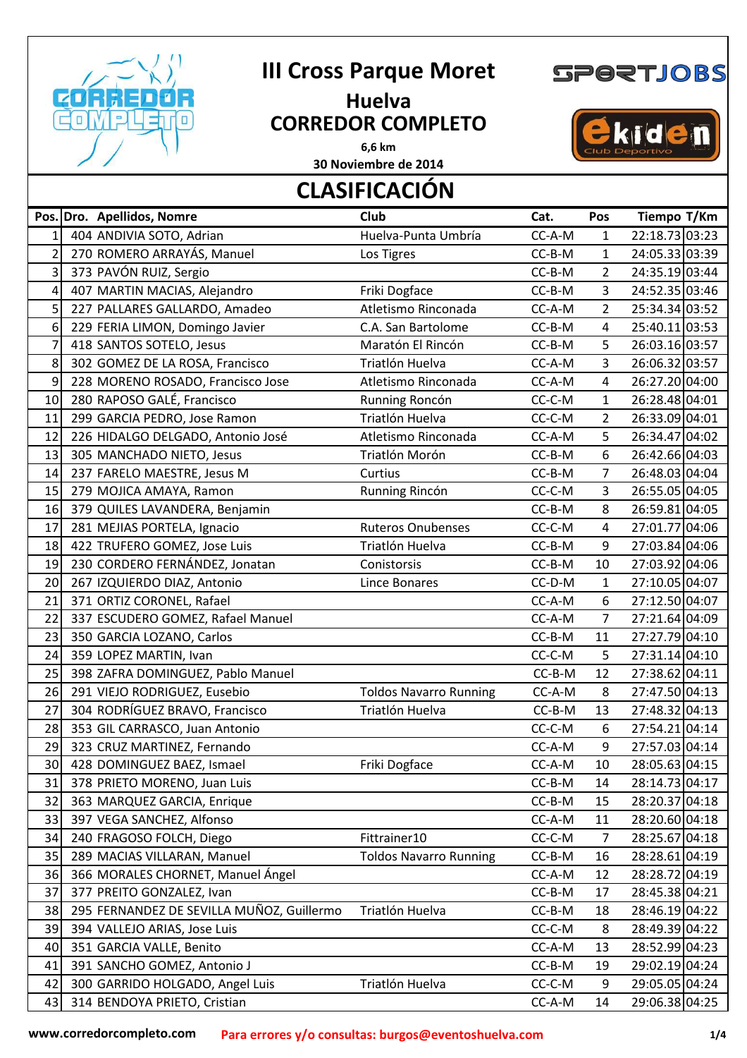# III Cross Parque Moret

## Huelva

## CORREDOR COMPLETO

**6,6 km**

**30 Noviembre de 2014**

## CLASIFICACIÓN

| Pos. | Dro. | Apellidos, Nomre | Club | Cat. | Pos | Tiempo | T/Km |
|---|---|---|---|---|---|---|---|
| 1 | 404 | ANDIVIA SOTO, Adrian | Huelva-Punta Umbría | CC-A-M | 1 | 22:18.73 | 03:23 |
| 2 | 270 | ROMERO ARRAYÁS, Manuel | Los Tigres | CC-B-M | 1 | 24:05.33 | 03:39 |
| 3 | 373 | PAVÓN RUIZ, Sergio | | CC-B-M | 2 | 24:35.19 | 03:44 |
| 4 | 407 | MARTIN MACIAS, Alejandro | Friki Dogface | CC-B-M | 3 | 24:52.35 | 03:46 |
| 5 | 227 | PALLARES GALLARDO, Amadeo | Atletismo Rinconada | CC-A-M | 2 | 25:34.34 | 03:52 |
| 6 | 229 | FERIA LIMON, Domingo Javier | C.A. San Bartolome | CC-B-M | 4 | 25:40.11 | 03:53 |
| 7 | 418 | SANTOS SOTELO, Jesus | Maratón El Rincón | CC-B-M | 5 | 26:03.16 | 03:57 |
| 8 | 302 | GOMEZ DE LA ROSA, Francisco | Triatlón Huelva | CC-A-M | 3 | 26:06.32 | 03:57 |
| 9 | 228 | MORENO ROSADO, Francisco Jose | Atletismo Rinconada | CC-A-M | 4 | 26:27.20 | 04:00 |
| 10 | 280 | RAPOSO GALÉ, Ignacio | Running Roncón | CC-C-M | 1 | 26:28.48 | 04:01 |
| 11 | 299 | GARCIA PEDRO, Jose Ramon | Triatlón Huelva | CC-C-M | 2 | 26:33.09 | 04:01 |
| 12 | 226 | HIDALGO DELGADO, Antonio José | Atletismo Rinconada | CC-A-M | 5 | 26:34.47 | 04:02 |
| 13 | 305 | MANCHADO NIETO, Jesus | Triatlón Morón | CC-B-M | 6 | 26:42.66 | 04:03 |
| 14 | 237 | FARELO MAESTRE, Jesus M | Curtius | CC-B-M | 7 | 26:48.03 | 04:04 |
| 15 | 279 | MOJICA AMAYA, Ramon | Running Rincón | CC-C-M | 3 | 26:55.05 | 04:05 |
| 16 | 379 | QUILES LAVANDERA, Benjamin | | CC-B-M | 8 | 26:59.81 | 04:05 |
| 17 | 281 | MEJIAS PORTELA, Ignacio | Ruteros Onubenses | CC-C-M | 4 | 27:01.77 | 04:06 |
| 18 | 422 | TRUFERO GOMEZ, Jose Luis | Triatlón Huelva | CC-B-M | 9 | 27:03.84 | 04:06 |
| 19 | 230 | CORDERO FERNÁNDEZ, Jonatan | Conistorsis | CC-B-M | 10 | 27:03.92 | 04:06 |
| 20 | 267 | IZQUIERDO DIAZ, Antonio | Lince Bonares | CC-D-M | 1 | 27:10.05 | 04:07 |
| 21 | 371 | ORTIZ CORONEL, Rafael | | CC-A-M | 6 | 27:12.50 | 04:07 |
| 22 | 337 | ESCUDERO GOMEZ, Rafael Manuel | | CC-A-M | 7 | 27:21.64 | 04:09 |
| 23 | 350 | GARCIA LOZANO, Carlos | | CC-B-M | 11 | 27:27.79 | 04:10 |
| 24 | 359 | LOPEZ MARTIN, Ivan | | CC-C-M | 5 | 27:31.14 | 04:10 |
| 25 | 398 | ZAFRA DOMINGUEZ, Pablo Manuel | | CC-B-M | 12 | 27:38.62 | 04:11 |
| 26 | 291 | VIEJO RODRIGUEZ, Eusebio | Toldos Navarro Running | CC-A-M | 8 | 27:47.50 | 04:13 |
| 27 | 304 | RODRÍGUEZ BRAVO, Francisco | Triatlón Huelva | CC-B-M | 13 | 27:48.32 | 04:13 |
| 28 | 353 | GIL CARRASCO, Juan Antonio | | CC-C-M | 6 | 27:54.21 | 04:14 |
| 29 | 323 | CRUZ MARTINEZ, Fernando | | CC-A-M | 9 | 27:57.03 | 04:14 |
| 30 | 428 | DOMINGUEZ BAEZ, Ismael | Friki Dogface | CC-A-M | 10 | 28:05.63 | 04:15 |
| 31 | 378 | PRIETO MORENO, Juan Luis | | CC-B-M | 14 | 28:14.73 | 04:17 |
| 32 | 363 | MARQUEZ GARCIA, Enrique | | CC-B-M | 15 | 28:20.37 | 04:18 |
| 33 | 397 | VEGA SANCHEZ, Alfonso | | CC-A-M | 11 | 28:20.60 | 04:18 |
| 34 | 240 | FRAGOSO FOLCH, Diego | Fittrainer10 | CC-C-M | 7 | 28:25.67 | 04:18 |
| 35 | 289 | MACIAS VILLARAN, Manuel | Toldos Navarro Running | CC-B-M | 16 | 28:28.61 | 04:19 |
| 36 | 366 | MORALES CHORNET, Manuel Ángel | | CC-A-M | 12 | 28:28.72 | 04:19 |
| 37 | 377 | PREITO GONZALEZ, Ivan | | CC-B-M | 17 | 28:45.38 | 04:21 |
| 38 | 295 | FERNANDEZ DE SEVILLA MUÑOZ, Guillermo | Triatlón Huelva | CC-B-M | 18 | 28:46.19 | 04:22 |
| 39 | 394 | VALLEJO ARIAS, Jose Luis | | CC-C-M | 8 | 28:49.39 | 04:22 |
| 40 | 351 | GARCIA VALLE, Benito | | CC-A-M | 13 | 28:52.99 | 04:23 |
| 41 | 391 | SANCHO GOMEZ, Antonio J | | CC-B-M | 19 | 29:02.19 | 04:24 |
| 42 | 300 | GARRIDO HOLGADO, Angel Luis | Triatlón Huelva | CC-C-M | 9 | 29:05.05 | 04:24 |
| 43 | 314 | BENDOYA PRIETO, Cristian | | CC-A-M | 14 | 29:06.38 | 04:25 |

www.corredorcompleto.com Para errores y/o consultas: burgos@eventoshuelva.com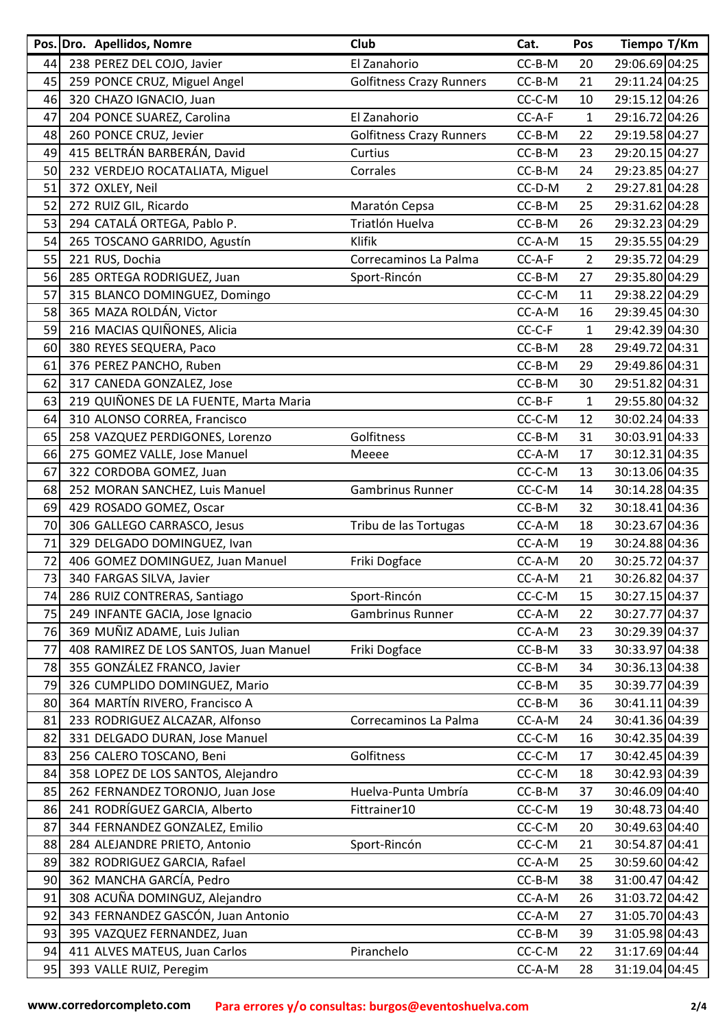| Pos. | Dro. | Apellidos, Nomre | Club | Cat. | Pos | Tiempo | T/Km |
|---|---|---|---|---|---|---|---|
| 44 | 238 | PEREZ DEL COJO, Javier | El Zanahorio | CC-B-M | 20 | 29:06.69 | 04:25 |
| 45 | 259 | PONCE CRUZ, Miguel Angel | Golfitness Crazy Runners | CC-B-M | 21 | 29:11.24 | 04:25 |
| 46 | 320 | CHAZO IGNACIO, Juan | | CC-C-M | 10 | 29:15.12 | 04:26 |
| 47 | 204 | PONCE SUAREZ, Carolina | El Zanahorio | CC-A-F | 1 | 29:16.72 | 04:26 |
| 48 | 260 | PONCE CRUZ, Jevier | Golfitness Crazy Runners | CC-B-M | 22 | 29:19.58 | 04:27 |
| 49 | 415 | BELTRÁN BARBERÁN, David | Curtius | CC-B-M | 23 | 29:20.15 | 04:27 |
| 50 | 232 | VERDEJO ROCATALIATA, Miguel | Corrales | CC-B-M | 24 | 29:23.85 | 04:27 |
| 51 | 372 | OXLEY, Neil | | CC-D-M | 2 | 29:27.81 | 04:28 |
| 52 | 272 | RUIZ GIL, Ricardo | Maratón Cepsa | CC-B-M | 25 | 29:31.62 | 04:28 |
| 53 | 294 | CATALÁ ORTEGA, Pablo P. | Triatlón Huelva | CC-B-M | 26 | 29:32.23 | 04:29 |
| 54 | 265 | TOSCANO GARRIDO, Agustín | Klifik | CC-A-M | 15 | 29:35.55 | 04:29 |
| 55 | 221 | RUS, Dochia | Correcaminos La Palma | CC-A-F | 2 | 29:35.72 | 04:29 |
| 56 | 285 | ORTEGA RODRIGUEZ, Juan | Sport-Rincón | CC-B-M | 27 | 29:35.80 | 04:29 |
| 57 | 315 | BLANCO DOMINGUEZ, Domingo | | CC-C-M | 11 | 29:38.22 | 04:29 |
| 58 | 365 | MAZA ROLDÁN, Victor | | CC-A-M | 16 | 29:39.45 | 04:30 |
| 59 | 216 | MACIAS QUIÑONES, Alicia | | CC-C-F | 1 | 29:42.39 | 04:30 |
| 60 | 380 | REYES SEQUERA, Paco | | CC-B-M | 28 | 29:49.72 | 04:31 |
| 61 | 376 | PEREZ PANCHO, Ruben | | CC-B-M | 29 | 29:49.86 | 04:31 |
| 62 | 317 | CANEDA GONZALEZ, Jose | | CC-B-M | 30 | 29:51.82 | 04:31 |
| 63 | 219 | QUIÑONES DE LA FUENTE, Marta Maria | | CC-B-F | 1 | 29:55.80 | 04:32 |
| 64 | 310 | ALONSO CORREA, Francisco | | CC-C-M | 12 | 30:02.24 | 04:33 |
| 65 | 258 | VAZQUEZ PERDIGONES, Lorenzo | Golfitness | CC-B-M | 31 | 30:03.91 | 04:33 |
| 66 | 275 | GOMEZ VALLE, Jose Manuel | Meeee | CC-A-M | 17 | 30:12.31 | 04:35 |
| 67 | 322 | CORDOBA GOMEZ, Juan | | CC-C-M | 13 | 30:13.06 | 04:35 |
| 68 | 252 | MORAN SANCHEZ, Luis Manuel | Gambrinus Runner | CC-C-M | 14 | 30:14.28 | 04:35 |
| 69 | 429 | ROSADO GOMEZ, Oscar | | CC-B-M | 32 | 30:18.41 | 04:36 |
| 70 | 306 | GALLEGO CARRASCO, Jesus | Tribu de las Tortugas | CC-A-M | 18 | 30:23.67 | 04:36 |
| 71 | 329 | DELGADO DOMINGUEZ, Ivan | | CC-A-M | 19 | 30:24.88 | 04:36 |
| 72 | 406 | GOMEZ DOMINGUEZ, Juan Manuel | Friki Dogface | CC-A-M | 20 | 30:25.72 | 04:37 |
| 73 | 340 | FARGAS SILVA, Javier | | CC-A-M | 21 | 30:26.82 | 04:37 |
| 74 | 286 | RUIZ CONTRERAS, Santiago | Sport-Rincón | CC-C-M | 15 | 30:27.15 | 04:37 |
| 75 | 249 | INFANTE GACIA, Jose Ignacio | Gambrinus Runner | CC-A-M | 22 | 30:27.77 | 04:37 |
| 76 | 369 | MUÑIZ ADAME, Luis Julian | | CC-A-M | 23 | 30:29.39 | 04:37 |
| 77 | 408 | RAMIREZ DE LOS SANTOS, Juan Manuel | Friki Dogface | CC-B-M | 33 | 30:33.97 | 04:38 |
| 78 | 355 | GONZÁLEZ FRANCO, Javier | | CC-B-M | 34 | 30:36.13 | 04:38 |
| 79 | 326 | CUMPLIDO DOMINGUEZ, Mario | | CC-B-M | 35 | 30:39.77 | 04:39 |
| 80 | 364 | MARTÍN RIVERO, Francisco A | | CC-B-M | 36 | 30:41.11 | 04:39 |
| 81 | 233 | RODRIGUEZ ALCAZAR, Alfonso | Correcaminos La Palma | CC-A-M | 24 | 30:41.36 | 04:39 |
| 82 | 331 | DELGADO DURAN, Jose Manuel | | CC-C-M | 16 | 30:42.35 | 04:39 |
| 83 | 256 | CALERO TOSCANO, Beni | Golfitness | CC-C-M | 17 | 30:42.45 | 04:39 |
| 84 | 358 | LOPEZ DE LOS SANTOS, Alejandro | | CC-C-M | 18 | 30:42.93 | 04:39 |
| 85 | 262 | FERNANDEZ TORONJO, Juan Jose | Huelva-Punta Umbría | CC-B-M | 37 | 30:46.09 | 04:40 |
| 86 | 241 | RODRÍGUEZ GARCIA, Alberto | Fittrainer10 | CC-C-M | 19 | 30:48.73 | 04:40 |
| 87 | 344 | FERNANDEZ GONZALEZ, Emilio | | CC-C-M | 20 | 30:49.63 | 04:40 |
| 88 | 284 | ALEJANDRE PRIETO, Antonio | Sport-Rincón | CC-C-M | 21 | 30:54.87 | 04:41 |
| 89 | 382 | RODRIGUEZ GARCIA, Rafael | | CC-A-M | 25 | 30:59.60 | 04:42 |
| 90 | 362 | MANCHA GARCÍA, Pedro | | CC-B-M | 38 | 31:00.47 | 04:42 |
| 91 | 308 | ACUÑA DOMINGUZ, Alejandro | | CC-A-M | 26 | 31:03.72 | 04:42 |
| 92 | 343 | FERNANDEZ GASCÓN, Juan Antonio | | CC-A-M | 27 | 31:05.70 | 04:43 |
| 93 | 395 | VAZQUEZ FERNANDEZ, Juan | | CC-B-M | 39 | 31:05.98 | 04:43 |
| 94 | 411 | ALVES MATEUS, Juan Carlos | Piranchelo | CC-C-M | 22 | 31:17.69 | 04:44 |
| 95 | 393 | VALLE RUIZ, Peregim | | CC-A-M | 28 | 31:19.04 | 04:45 |

www.corredorcompleto.com **Para errores y/o consultas: burgos@eventoshuelva.com**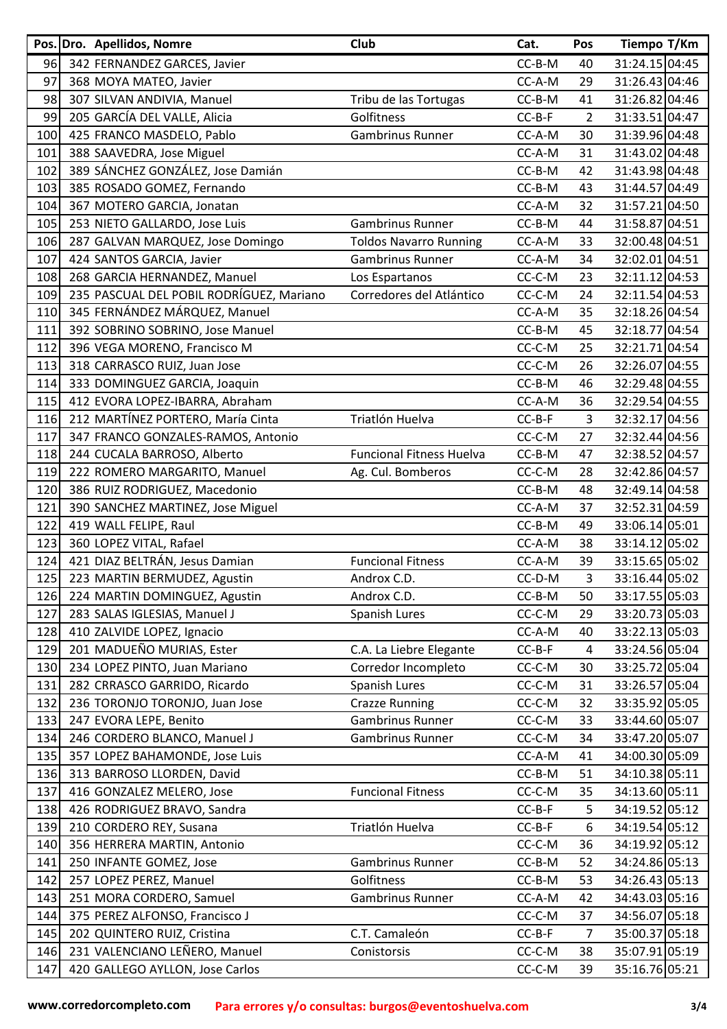| Pos. | Dro. | Apellidos, Nomre | Club | Cat. | Pos | Tiempo | T/Km |
|---|---|---|---|---|---|---|---|
| 96 | 342 | FERNANDEZ GARCES, Javier | | CC-B-M | 40 | 31:24.15 | 04:45 |
| 97 | 368 | MOYA MATEO, Javier | | CC-A-M | 29 | 31:26.43 | 04:46 |
| 98 | 307 | SILVAN ANDIVIA, Manuel | Tribu de las Tortugas | CC-B-M | 41 | 31:26.82 | 04:46 |
| 99 | 205 | GARCÍA DEL VALLE, Alicia | Golfitness | CC-B-F | 2 | 31:33.51 | 04:47 |
| 100 | 425 | FRANCO MASDELO, Pablo | Gambrinus Runner | CC-A-M | 30 | 31:39.96 | 04:48 |
| 101 | 388 | SAAVEDRA, Jose Miguel | | CC-A-M | 31 | 31:43.02 | 04:48 |
| 102 | 389 | SÁNCHEZ GONZÁLEZ, Jose Damián | | CC-B-M | 42 | 31:43.98 | 04:48 |
| 103 | 385 | ROSADO GOMEZ, Fernando | | CC-B-M | 43 | 31:44.57 | 04:49 |
| 104 | 367 | MOTERO GARCIA, Jonatan | | CC-A-M | 32 | 31:57.21 | 04:50 |
| 105 | 253 | NIETO GALLARDO, Jose Luis | Gambrinus Runner | CC-B-M | 44 | 31:58.87 | 04:51 |
| 106 | 287 | GALVAN MARQUEZ, Jose Domingo | Toldos Navarro Running | CC-A-M | 33 | 32:00.48 | 04:51 |
| 107 | 424 | SANTOS GARCIA, Javier | Gambrinus Runner | CC-A-M | 34 | 32:02.01 | 04:51 |
| 108 | 268 | GARCIA HERNANDEZ, Manuel | Los Espartanos | CC-C-M | 23 | 32:11.12 | 04:53 |
| 109 | 235 | PASCUAL DEL POBIL RODRÍGUEZ, Mariano | Corredores del Atlántico | CC-C-M | 24 | 32:11.54 | 04:53 |
| 110 | 345 | FERNÁNDEZ MÁRQUEZ, Manuel | | CC-A-M | 35 | 32:18.26 | 04:54 |
| 111 | 392 | SOBRINO SOBRINO, Jose Manuel | | CC-B-M | 45 | 32:18.77 | 04:54 |
| 112 | 396 | VEGA MORENO, Francisco M | | CC-C-M | 25 | 32:21.71 | 04:54 |
| 113 | 318 | CARRASCO RUIZ, Juan Jose | | CC-C-M | 26 | 32:26.07 | 04:55 |
| 114 | 333 | DOMINGUEZ GARCIA, Joaquin | | CC-B-M | 46 | 32:29.48 | 04:55 |
| 115 | 412 | EVORA LOPEZ-IBARRA, Abraham | | CC-A-M | 36 | 32:29.54 | 04:55 |
| 116 | 212 | MARTÍNEZ PORTERO, María Cinta | Triatlón Huelva | CC-B-F | 3 | 32:32.17 | 04:56 |
| 117 | 347 | FRANCO GONZALES-RAMOS, Antonio | | CC-C-M | 27 | 32:32.44 | 04:56 |
| 118 | 244 | CUCALA BARROSO, Alberto | Funcional Fitness Huelva | CC-B-M | 47 | 32:38.52 | 04:57 |
| 119 | 222 | ROMERO MARGARITO, Manuel | Ag. Cul. Bomberos | CC-C-M | 28 | 32:42.86 | 04:57 |
| 120 | 386 | RUIZ RODRIGUEZ, Macedonio | | CC-B-M | 48 | 32:49.14 | 04:58 |
| 121 | 390 | SANCHEZ MARTINEZ, Jose Miguel | | CC-A-M | 37 | 32:52.31 | 04:59 |
| 122 | 419 | WALL FELIPE, Raul | | CC-B-M | 49 | 33:06.14 | 05:01 |
| 123 | 360 | LOPEZ VITAL, Rafael | | CC-A-M | 38 | 33:14.12 | 05:02 |
| 124 | 421 | DIAZ BELTRÁN, Jesus Damian | Funcional Fitness | CC-A-M | 39 | 33:15.65 | 05:02 |
| 125 | 223 | MARTIN BERMUDEZ, Agustin | Androx C.D. | CC-D-M | 3 | 33:16.44 | 05:02 |
| 126 | 224 | MARTIN DOMINGUEZ, Agustin | Androx C.D. | CC-B-M | 50 | 33:17.55 | 05:03 |
| 127 | 283 | SALAS IGLESIAS, Manuel J | Spanish Lures | CC-C-M | 29 | 33:20.73 | 05:03 |
| 128 | 410 | ZALVIDE LOPEZ, Ignacio | | CC-A-M | 40 | 33:22.13 | 05:03 |
| 129 | 201 | MADUEÑO MURIAS, Ester | C.A. La Liebre Elegante | CC-B-F | 4 | 33:24.56 | 05:04 |
| 130 | 234 | LOPEZ PINTO, Juan Mariano | Corredor Incompleto | CC-C-M | 30 | 33:25.72 | 05:04 |
| 131 | 282 | CRRASCO GARRIDO, Ricardo | Spanish Lures | CC-C-M | 31 | 33:26.57 | 05:04 |
| 132 | 236 | TORONJO TORONJO, Juan Jose | Crazze Running | CC-C-M | 32 | 33:35.92 | 05:05 |
| 133 | 247 | EVORA LEPE, Benito | Gambrinus Runner | CC-C-M | 33 | 33:44.60 | 05:07 |
| 134 | 246 | CORDERO BLANCO, Manuel J | Gambrinus Runner | CC-C-M | 34 | 33:47.20 | 05:07 |
| 135 | 357 | LOPEZ BAHAMONDE, Jose Luis | | CC-A-M | 41 | 34:00.30 | 05:09 |
| 136 | 313 | BARROSO LLORDEN, David | | CC-B-M | 51 | 34:10.38 | 05:11 |
| 137 | 416 | GONZALEZ MELERO, Jose | Funcional Fitness | CC-C-M | 35 | 34:13.60 | 05:11 |
| 138 | 426 | RODRIGUEZ BRAVO, Sandra | | CC-B-F | 5 | 34:19.52 | 05:12 |
| 139 | 210 | CORDERO REY, Susana | Triatlón Huelva | CC-B-F | 6 | 34:19.54 | 05:12 |
| 140 | 356 | HERRERA MARTIN, Antonio | | CC-C-M | 36 | 34:19.92 | 05:12 |
| 141 | 250 | INFANTE GOMEZ, Jose | Gambrinus Runner | CC-B-M | 52 | 34:24.86 | 05:13 |
| 142 | 257 | LOPEZ PEREZ, Manuel | Golfitness | CC-B-M | 53 | 34:26.43 | 05:13 |
| 143 | 251 | MORA CORDERO, Samuel | Gambrinus Runner | CC-A-M | 42 | 34:43.03 | 05:16 |
| 144 | 375 | PEREZ ALFONSO, Francisco J | | CC-C-M | 37 | 34:56.07 | 05:18 |
| 145 | 202 | QUINTERO RUIZ, Cristina | C.T. Camaleón | CC-B-F | 7 | 35:00.37 | 05:18 |
| 146 | 231 | VALENCIANO LEÑERO, Manuel | Conistorsis | CC-C-M | 38 | 35:07.91 | 05:19 |
| 147 | 420 | GALLEGO AYLLON, Jose Carlos | | CC-C-M | 39 | 35:16.76 | 05:21 |

www.corredorcompleto.com **Para errores y/o consultas: burgos@eventoshuelva.com**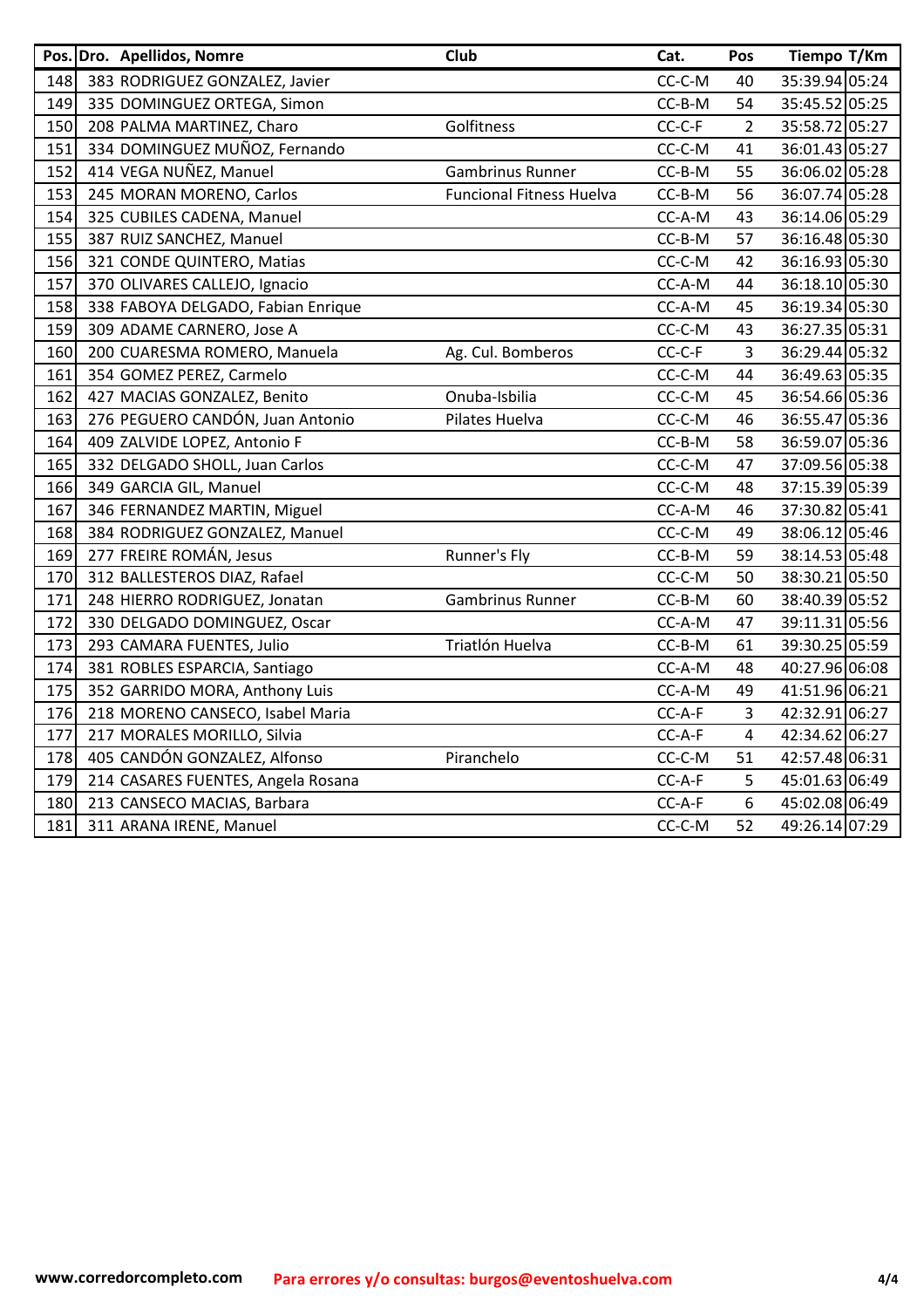| Pos. | Dro. | Apellidos, Nomre | Club | Cat. | Pos | Tiempo | T/Km |
|---|---|---|---|---|---|---|---|
| 148 | 383 | RODRIGUEZ GONZALEZ, Javier | | CC-C-M | 40 | 35:39.94 | 05:24 |
| 149 | 335 | DOMINGUEZ ORTEGA, Simon | | CC-B-M | 54 | 35:45.52 | 05:25 |
| 150 | 208 | PALMA MARTINEZ, Charo | Golfitness | CC-C-F | 2 | 35:58.72 | 05:27 |
| 151 | 334 | DOMINGUEZ MUÑOZ, Fernando | | CC-C-M | 41 | 36:01.43 | 05:27 |
| 152 | 414 | VEGA NUÑEZ, Manuel | Gambrinus Runner | CC-B-M | 55 | 36:06.02 | 05:28 |
| 153 | 245 | MORAN MORENO, Carlos | Funcional Fitness Huelva | CC-B-M | 56 | 36:07.74 | 05:28 |
| 154 | 325 | CUBILES CADENA, Manuel | | CC-A-M | 43 | 36:14.06 | 05:29 |
| 155 | 387 | RUIZ SANCHEZ, Manuel | | CC-B-M | 57 | 36:16.48 | 05:30 |
| 156 | 321 | CONDE QUINTERO, Matias | | CC-C-M | 42 | 36:16.93 | 05:30 |
| 157 | 370 | OLIVARES CALLEJO, Ignacio | | CC-A-M | 44 | 36:18.10 | 05:30 |
| 158 | 338 | FABOYA DELGADO, Fabian Enrique | | CC-A-M | 45 | 36:19.34 | 05:30 |
| 159 | 309 | ADAME CARNERO, Jose A | | CC-C-M | 43 | 36:27.35 | 05:31 |
| 160 | 200 | CUARESMA ROMERO, Manuela | Ag. Cul. Bomberos | CC-C-F | 3 | 36:29.44 | 05:32 |
| 161 | 354 | GOMEZ PEREZ, Carmelo | | CC-C-M | 44 | 36:49.63 | 05:35 |
| 162 | 427 | MACIAS GONZALEZ, Benito | Onuba-Isbilia | CC-C-M | 45 | 36:54.66 | 05:36 |
| 163 | 276 | PEGUERO CANDÓN, Juan Antonio | Pilates Huelva | CC-C-M | 46 | 36:55.47 | 05:36 |
| 164 | 409 | ZALVIDE LOPEZ, Antonio F | | CC-B-M | 58 | 36:59.07 | 05:36 |
| 165 | 332 | DELGADO SHOLL, Juan Carlos | | CC-C-M | 47 | 37:09.56 | 05:38 |
| 166 | 349 | GARCIA GIL, Manuel | | CC-C-M | 48 | 37:15.39 | 05:39 |
| 167 | 346 | FERNANDEZ MARTIN, Miguel | | CC-A-M | 46 | 37:30.82 | 05:41 |
| 168 | 384 | RODRIGUEZ GONZALEZ, Manuel | | CC-C-M | 49 | 38:06.12 | 05:46 |
| 169 | 277 | FREIRE ROMÁN, Jesus | Runner's Fly | CC-B-M | 59 | 38:14.53 | 05:48 |
| 170 | 312 | BALLESTEROS DIAZ, Rafael | | CC-C-M | 50 | 38:30.21 | 05:50 |
| 171 | 248 | HIERRO RODRIGUEZ, Jonatan | Gambrinus Runner | CC-B-M | 60 | 38:40.39 | 05:52 |
| 172 | 330 | DELGADO DOMINGUEZ, Oscar | | CC-A-M | 47 | 39:11.31 | 05:56 |
| 173 | 293 | CAMARA FUENTES, Julio | Triatlón Huelva | CC-B-M | 61 | 39:30.25 | 05:59 |
| 174 | 381 | ROBLES ESPARCIA, Santiago | | CC-A-M | 48 | 40:27.96 | 06:08 |
| 175 | 352 | GARRIDO MORA, Anthony Luis | | CC-A-M | 49 | 41:51.96 | 06:21 |
| 176 | 218 | MORENO CANSECO, Isabel Maria | | CC-A-F | 3 | 42:32.91 | 06:27 |
| 177 | 217 | MORALES MORILLO, Silvia | | CC-A-F | 4 | 42:34.62 | 06:27 |
| 178 | 405 | CANDÓN GONZALEZ, Alfonso | Piranchelo | CC-C-M | 51 | 42:57.48 | 06:31 |
| 179 | 214 | CASARES FUENTES, Angela Rosana | | CC-A-F | 5 | 45:01.63 | 06:49 |
| 180 | 213 | CANSECO MACIAS, Barbara | | CC-A-F | 6 | 45:02.08 | 06:49 |
| 181 | 311 | ARANA IRENE, Manuel | | CC-C-M | 52 | 49:26.14 | 07:29 |

**www.corredorcompleto.com** **Para errores y/o consultas: burgos@eventoshuelva.com**